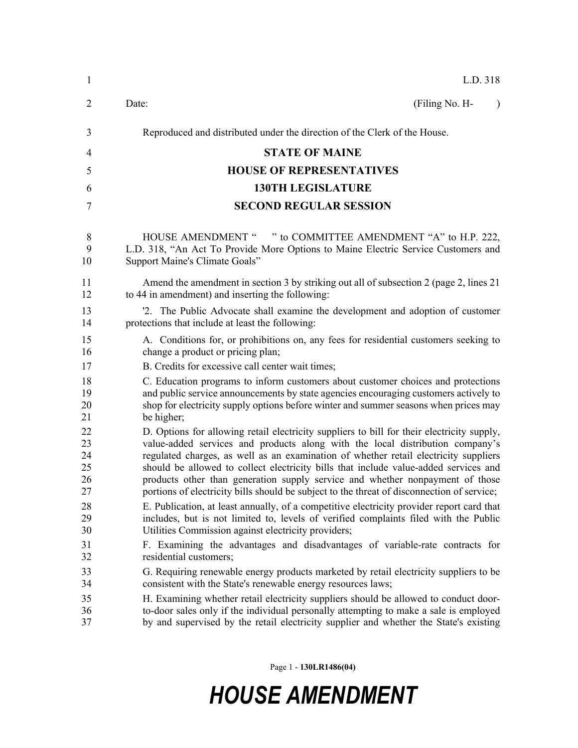L.D. 318

Date: (Filing No. H- )

Reproduced and distributed under the direction of the Clerk of the House.

# STATE OF MAINE
## HOUSE OF REPRESENTATIVES
## 130TH LEGISLATURE
## SECOND REGULAR SESSION

HOUSE AMENDMENT " " to COMMITTEE AMENDMENT "A" to H.P. 222, L.D. 318, "An Act To Provide More Options to Maine Electric Service Customers and Support Maine's Climate Goals"

Amend the amendment in section 3 by striking out all of subsection 2 (page 2, lines 21 to 44 in amendment) and inserting the following:

'2. The Public Advocate shall examine the development and adoption of customer protections that include at least the following:

A. Conditions for, or prohibitions on, any fees for residential customers seeking to change a product or pricing plan;

B. Credits for excessive call center wait times;

C. Education programs to inform customers about customer choices and protections and public service announcements by state agencies encouraging customers actively to shop for electricity supply options before winter and summer seasons when prices may be higher;

D. Options for allowing retail electricity suppliers to bill for their electricity supply, value-added services and products along with the local distribution company's regulated charges, as well as an examination of whether retail electricity suppliers should be allowed to collect electricity bills that include value-added services and products other than generation supply service and whether nonpayment of those portions of electricity bills should be subject to the threat of disconnection of service;

E. Publication, at least annually, of a competitive electricity provider report card that includes, but is not limited to, levels of verified complaints filed with the Public Utilities Commission against electricity providers;

F. Examining the advantages and disadvantages of variable-rate contracts for residential customers;

G. Requiring renewable energy products marketed by retail electricity suppliers to be consistent with the State's renewable energy resources laws;

H. Examining whether retail electricity suppliers should be allowed to conduct door-to-door sales only if the individual personally attempting to make a sale is employed by and supervised by the retail electricity supplier and whether the State's existing

Page 1 - 130LR1486(04)

# *HOUSE AMENDMENT*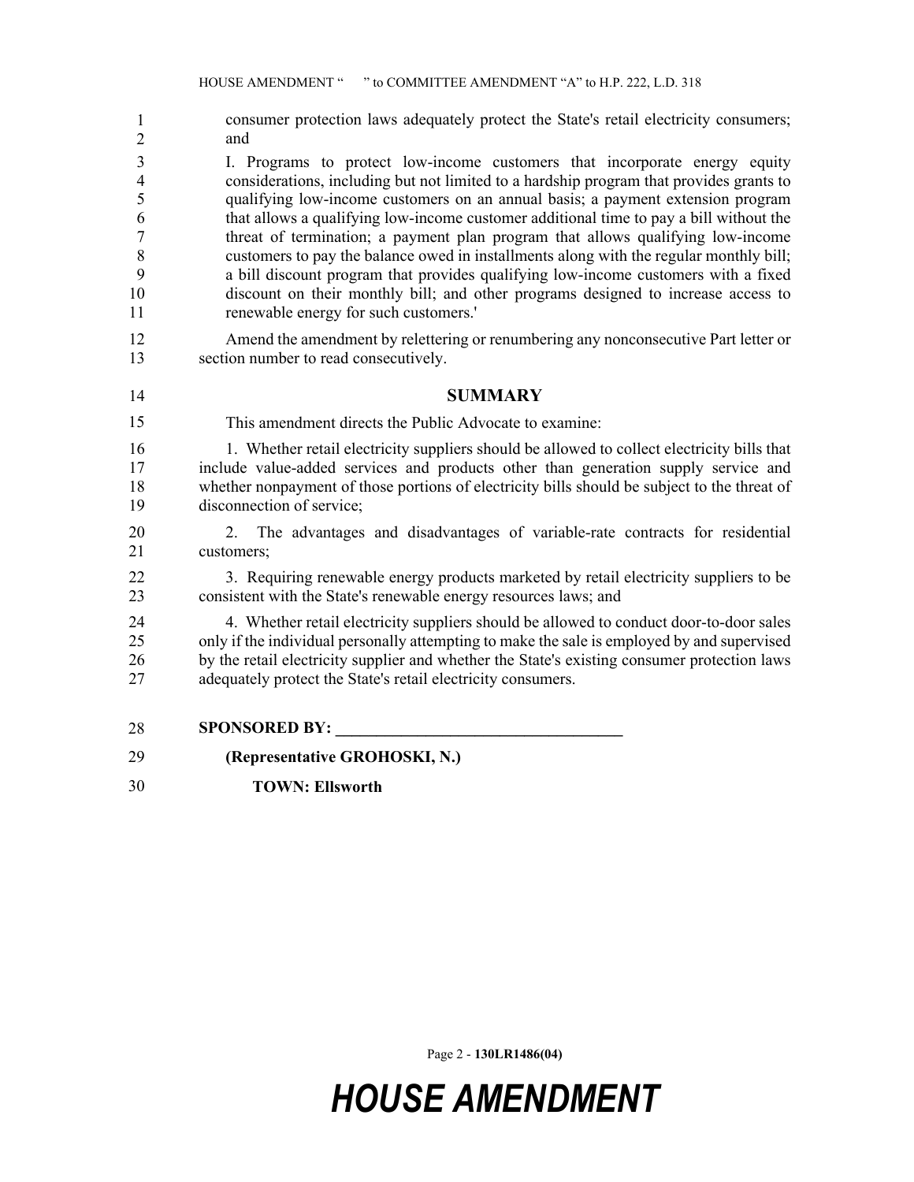consumer protection laws adequately protect the State's retail electricity consumers; and

I. Programs to protect low-income customers that incorporate energy equity considerations, including but not limited to a hardship program that provides grants to qualifying low-income customers on an annual basis; a payment extension program that allows a qualifying low-income customer additional time to pay a bill without the threat of termination; a payment plan program that allows qualifying low-income customers to pay the balance owed in installments along with the regular monthly bill; a bill discount program that provides qualifying low-income customers with a fixed discount on their monthly bill; and other programs designed to increase access to renewable energy for such customers.'

Amend the amendment by relettering or renumbering any nonconsecutive Part letter or section number to read consecutively.

## SUMMARY

This amendment directs the Public Advocate to examine:

1. Whether retail electricity suppliers should be allowed to collect electricity bills that include value-added services and products other than generation supply service and whether nonpayment of those portions of electricity bills should be subject to the threat of disconnection of service;

2. The advantages and disadvantages of variable-rate contracts for residential customers;

3. Requiring renewable energy products marketed by retail electricity suppliers to be consistent with the State's renewable energy resources laws; and

4. Whether retail electricity suppliers should be allowed to conduct door-to-door sales only if the individual personally attempting to make the sale is employed by and supervised by the retail electricity supplier and whether the State's existing consumer protection laws adequately protect the State's retail electricity consumers.

**SPONSORED BY: ___________________________________**

**(Representative GROHOSKI, N.)**

**TOWN: Ellsworth**

# *HOUSE AMENDMENT*